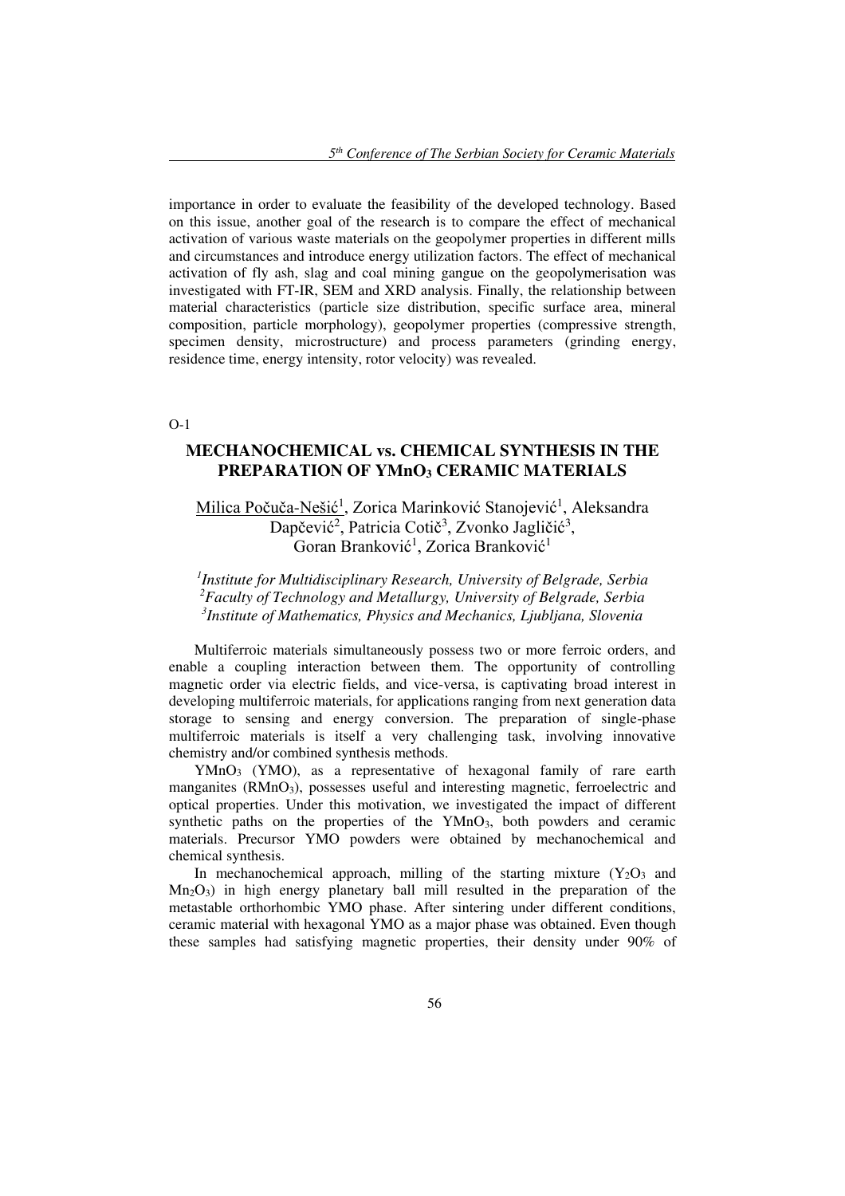importance in order to evaluate the feasibility of the developed technology. Based on this issue, another goal of the research is to compare the effect of mechanical activation of various waste materials on the geopolymer properties in different mills and circumstances and introduce energy utilization factors. The effect of mechanical activation of fly ash, slag and coal mining gangue on the geopolymerisation was investigated with FT-IR, SEM and XRD analysis. Finally, the relationship between material characteristics (particle size distribution, specific surface area, mineral composition, particle morphology), geopolymer properties (compressive strength, specimen density, microstructure) and process parameters (grinding energy, residence time, energy intensity, rotor velocity) was revealed.

O-1

## MECHANOCHEMICAL vs. CHEMICAL SYNTHESIS IN THE PREPARATION OF $YMnO_3$ CERAMIC MATERIALS

Milica Počuča-Nešić[1], Zorica Marinković Stanojević[1], Aleksandra Dapčević[2], Patricia Cotič[3], Zvonko Jagličić[3], Goran Branković[1], Zorica Branković[1]

*[1]Institute for Multidisciplinary Research, University of Belgrade, Serbia*
*[2]Faculty of Technology and Metallurgy, University of Belgrade, Serbia*
*[3]Institute of Mathematics, Physics and Mechanics, Ljubljana, Slovenia*

Multiferroic materials simultaneously possess two or more ferroic orders, and enable a coupling interaction between them. The opportunity of controlling magnetic order via electric fields, and vice-versa, is captivating broad interest in developing multiferroic materials, for applications ranging from next generation data storage to sensing and energy conversion. The preparation of single-phase multiferroic materials is itself a very challenging task, involving innovative chemistry and/or combined synthesis methods.

$YMnO_3$ (YMO), as a representative of hexagonal family of rare earth manganites ($RMnO_3$), possesses useful and interesting magnetic, ferroelectric and optical properties. Under this motivation, we investigated the impact of different synthetic paths on the properties of the $YMnO_3$, both powders and ceramic materials. Precursor YMO powders were obtained by mechanochemical and chemical synthesis.

In mechanochemical approach, milling of the starting mixture ($Y_2O_3$ and $Mn_2O_3$) in high energy planetary ball mill resulted in the preparation of the metastable orthorhombic YMO phase. After sintering under different conditions, ceramic material with hexagonal YMO as a major phase was obtained. Even though these samples had satisfying magnetic properties, their density under 90% of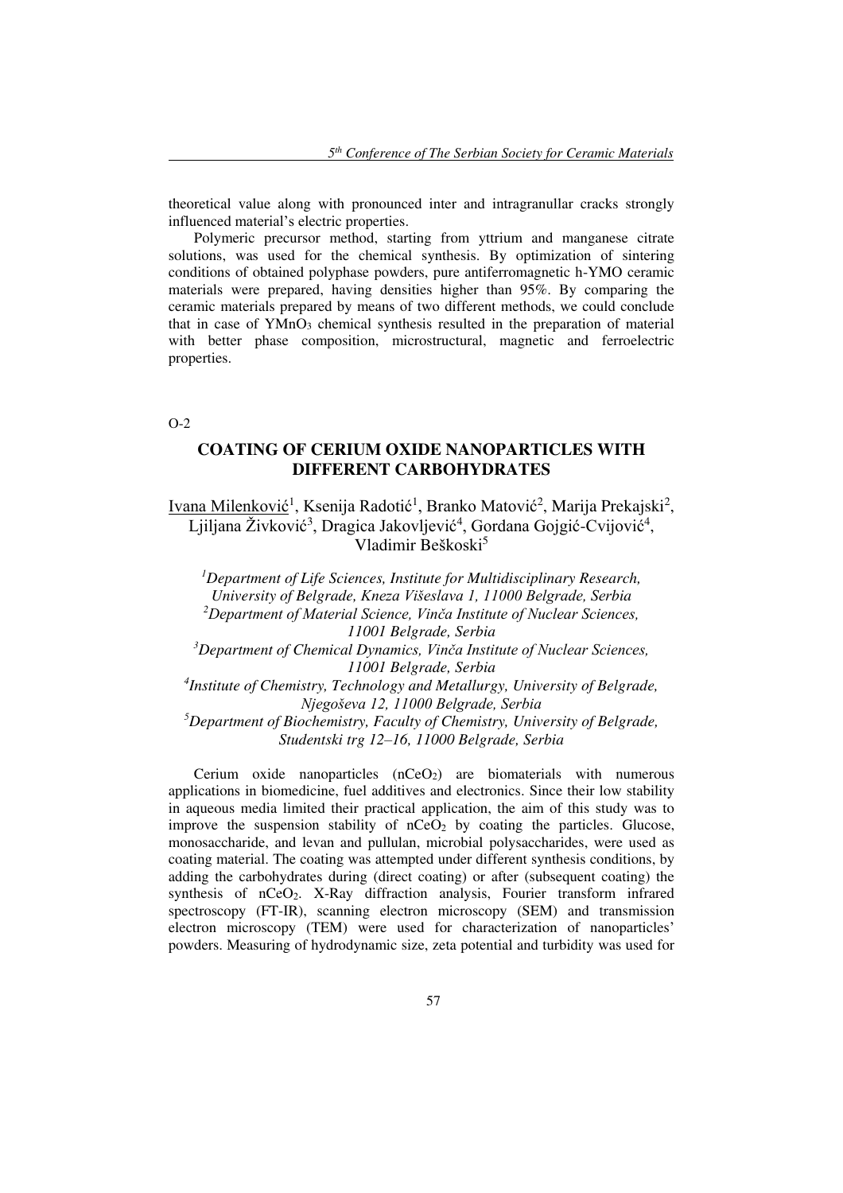theoretical value along with pronounced inter and intragranullar cracks strongly influenced material's electric properties.

Polymeric precursor method, starting from yttrium and manganese citrate solutions, was used for the chemical synthesis. By optimization of sintering conditions of obtained polyphase powders, pure antiferromagnetic h-YMO ceramic materials were prepared, having densities higher than 95%. By comparing the ceramic materials prepared by means of two different methods, we could conclude that in case of $YMnO_3$ chemical synthesis resulted in the preparation of material with better phase composition, microstructural, magnetic and ferroelectric properties.

O-2

## COATING OF CERIUM OXIDE NANOPARTICLES WITH DIFFERENT CARBOHYDRATES

Ivana Milenković[1], Ksenija Radotić[1], Branko Matović[2], Marija Prekajski[2], Ljiljana Živković[3], Dragica Jakovljević[4], Gordana Gojgić-Cvijović[4], Vladimir Beškoski[5]

*[1]Department of Life Sciences, Institute for Multidisciplinary Research, University of Belgrade, Kneza Višeslava 1, 11000 Belgrade, Serbia*
*[2]Department of Material Science, Vinča Institute of Nuclear Sciences, 11001 Belgrade, Serbia*
*[3]Department of Chemical Dynamics, Vinča Institute of Nuclear Sciences, 11001 Belgrade, Serbia*
*[4]Institute of Chemistry, Technology and Metallurgy, University of Belgrade, Njegoševa 12, 11000 Belgrade, Serbia*
*[5]Department of Biochemistry, Faculty of Chemistry, University of Belgrade, Studentski trg 12–16, 11000 Belgrade, Serbia*

Cerium oxide nanoparticles ($nCeO_2$) are biomaterials with numerous applications in biomedicine, fuel additives and electronics. Since their low stability in aqueous media limited their practical application, the aim of this study was to improve the suspension stability of $nCeO_2$ by coating the particles. Glucose, monosaccharide, and levan and pullulan, microbial polysaccharides, were used as coating material. The coating was attempted under different synthesis conditions, by adding the carbohydrates during (direct coating) or after (subsequent coating) the synthesis of $nCeO_2$. X-Ray diffraction analysis, Fourier transform infrared spectroscopy (FT-IR), scanning electron microscopy (SEM) and transmission electron microscopy (TEM) were used for characterization of nanoparticles' powders. Measuring of hydrodynamic size, zeta potential and turbidity was used for